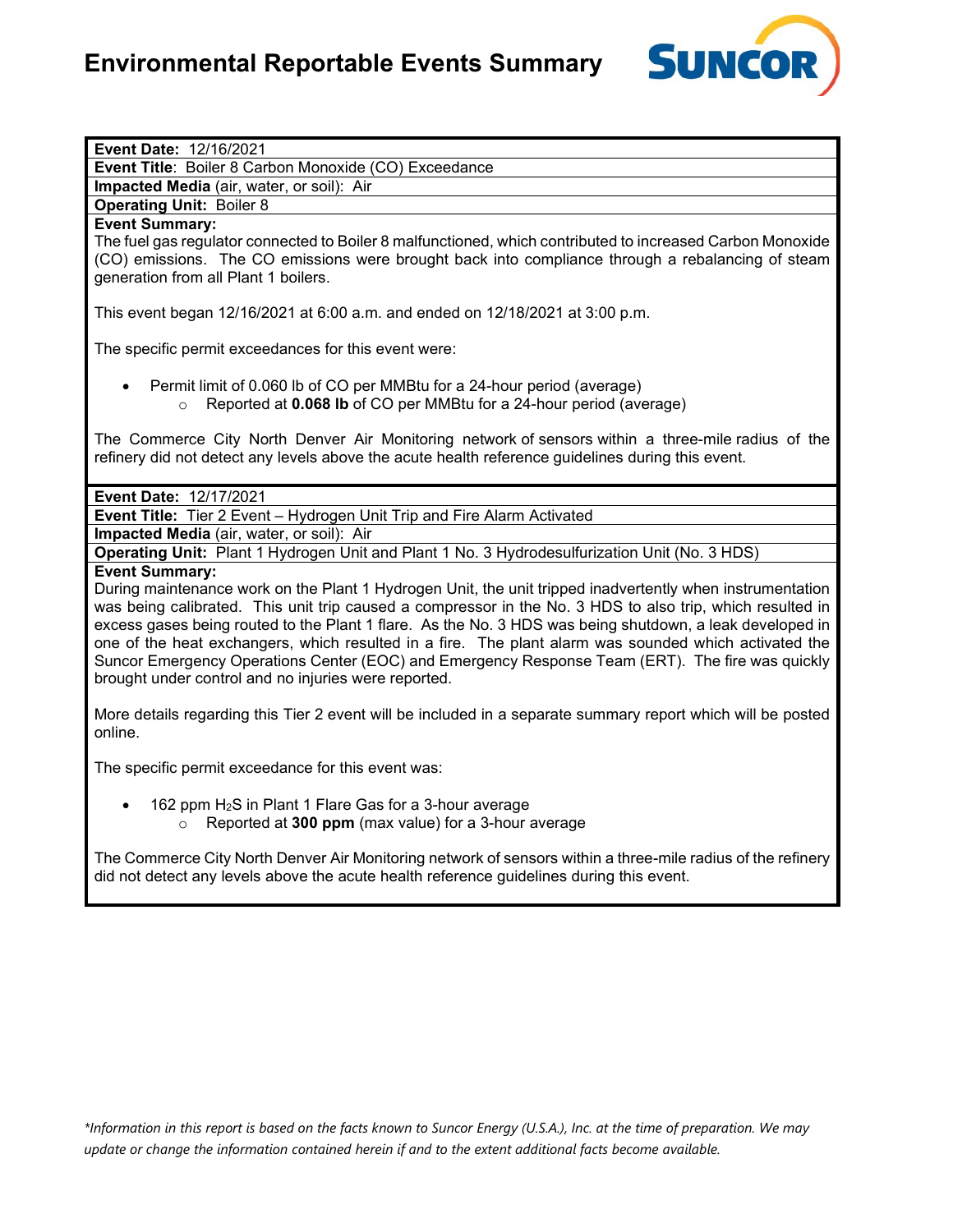# Environmental Reportable Events Summary

**Event Date:** 12/16/2021

**Event Title**: Boiler 8 Carbon Monoxide (CO) Exceedance

**Impacted Media** (air, water, or soil): Air

**Operating Unit:** Boiler 8

**Event Summary:**

The fuel gas regulator connected to Boiler 8 malfunctioned, which contributed to increased Carbon Monoxide (CO) emissions. The CO emissions were brought back into compliance through a rebalancing of steam generation from all Plant 1 boilers.

This event began 12/16/2021 at 6:00 a.m. and ended on 12/18/2021 at 3:00 p.m.

The specific permit exceedances for this event were:

- Permit limit of 0.060 lb of CO per MMBtu for a 24-hour period (average)
  - Reported at **0.068 lb** of CO per MMBtu for a 24-hour period (average)

The Commerce City North Denver Air Monitoring network of sensors within a three-mile radius of the refinery did not detect any levels above the acute health reference guidelines during this event.

**Event Date:** 12/17/2021

**Event Title:** Tier 2 Event – Hydrogen Unit Trip and Fire Alarm Activated

**Impacted Media** (air, water, or soil): Air

**Operating Unit:** Plant 1 Hydrogen Unit and Plant 1 No. 3 Hydrodesulfurization Unit (No. 3 HDS)

**Event Summary:**

During maintenance work on the Plant 1 Hydrogen Unit, the unit tripped inadvertently when instrumentation was being calibrated. This unit trip caused a compressor in the No. 3 HDS to also trip, which resulted in excess gases being routed to the Plant 1 flare. As the No. 3 HDS was being shutdown, a leak developed in one of the heat exchangers, which resulted in a fire. The plant alarm was sounded which activated the Suncor Emergency Operations Center (EOC) and Emergency Response Team (ERT). The fire was quickly brought under control and no injuries were reported.

More details regarding this Tier 2 event will be included in a separate summary report which will be posted online.

The specific permit exceedance for this event was:

- 162 ppm $H_2S$ in Plant 1 Flare Gas for a 3-hour average
  - Reported at **300 ppm** (max value) for a 3-hour average

The Commerce City North Denver Air Monitoring network of sensors within a three-mile radius of the refinery did not detect any levels above the acute health reference guidelines during this event.

*\*Information in this report is based on the facts known to Suncor Energy (U.S.A.), Inc. at the time of preparation. We may update or change the information contained herein if and to the extent additional facts become available.*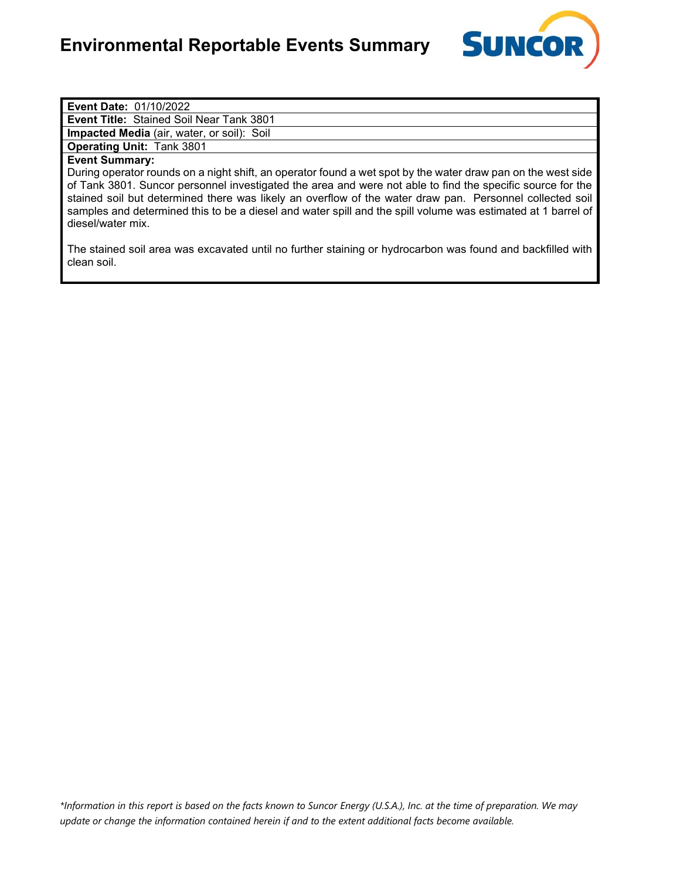# Environmental Reportable Events Summary

**Event Date:** 01/10/2022

**Event Title:** Stained Soil Near Tank 3801

**Impacted Media** (air, water, or soil): Soil

**Operating Unit:** Tank 3801

**Event Summary:**

During operator rounds on a night shift, an operator found a wet spot by the water draw pan on the west side of Tank 3801. Suncor personnel investigated the area and were not able to find the specific source for the stained soil but determined there was likely an overflow of the water draw pan. Personnel collected soil samples and determined this to be a diesel and water spill and the spill volume was estimated at 1 barrel of diesel/water mix.

The stained soil area was excavated until no further staining or hydrocarbon was found and backfilled with clean soil.

*\*Information in this report is based on the facts known to Suncor Energy (U.S.A.), Inc. at the time of preparation. We may update or change the information contained herein if and to the extent additional facts become available.*